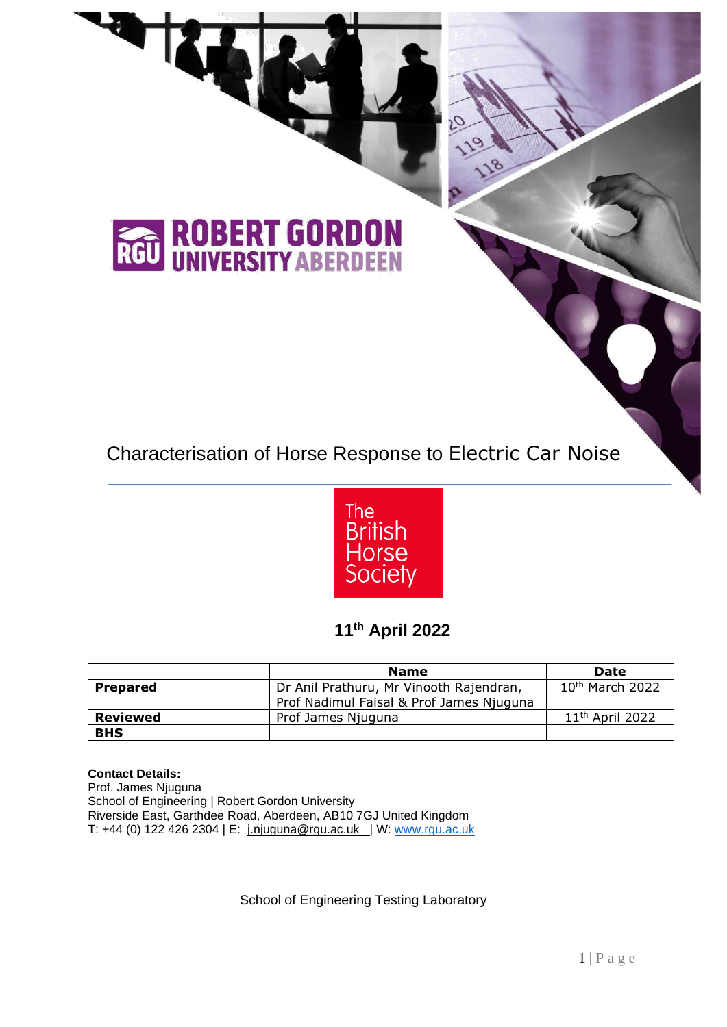ROBERT GORDON UNIVERSITY ABERDEEN

# Characterisation of Horse Response to Electric Car Noise

The British Horse Society

**11th April 2022**

| | Name | Date |
|---|---|---|
| **Prepared** | Dr Anil Prathuru, Mr Vinooth Rajendran, Prof Nadimul Faisal & Prof James Njuguna | 10th March 2022 |
| **Reviewed** | Prof James Njuguna | 11th April 2022 |
| **BHS** | | |

**Contact Details:**
Prof. James Njuguna
School of Engineering | Robert Gordon University
Riverside East, Garthdee Road, Aberdeen, AB10 7GJ United Kingdom
T: +44 (0) 122 426 2304 | E: j.njuguna@rgu.ac.uk | W: www.rgu.ac.uk

School of Engineering Testing Laboratory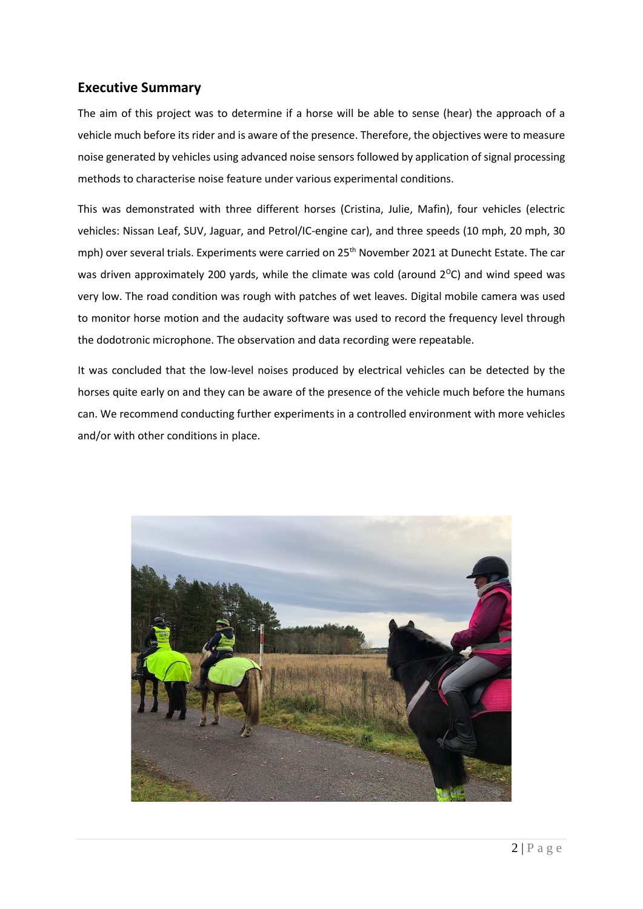## Executive Summary

The aim of this project was to determine if a horse will be able to sense (hear) the approach of a vehicle much before its rider and is aware of the presence. Therefore, the objectives were to measure noise generated by vehicles using advanced noise sensors followed by application of signal processing methods to characterise noise feature under various experimental conditions.

This was demonstrated with three different horses (Cristina, Julie, Mafin), four vehicles (electric vehicles: Nissan Leaf, SUV, Jaguar, and Petrol/IC-engine car), and three speeds (10 mph, 20 mph, 30 mph) over several trials. Experiments were carried on 25th November 2021 at Dunecht Estate. The car was driven approximately 200 yards, while the climate was cold (around $2^{O}C$) and wind speed was very low. The road condition was rough with patches of wet leaves. Digital mobile camera was used to monitor horse motion and the audacity software was used to record the frequency level through the dodotronic microphone. The observation and data recording were repeatable.

It was concluded that the low-level noises produced by electrical vehicles can be detected by the horses quite early on and they can be aware of the presence of the vehicle much before the humans can. We recommend conducting further experiments in a controlled environment with more vehicles and/or with other conditions in place.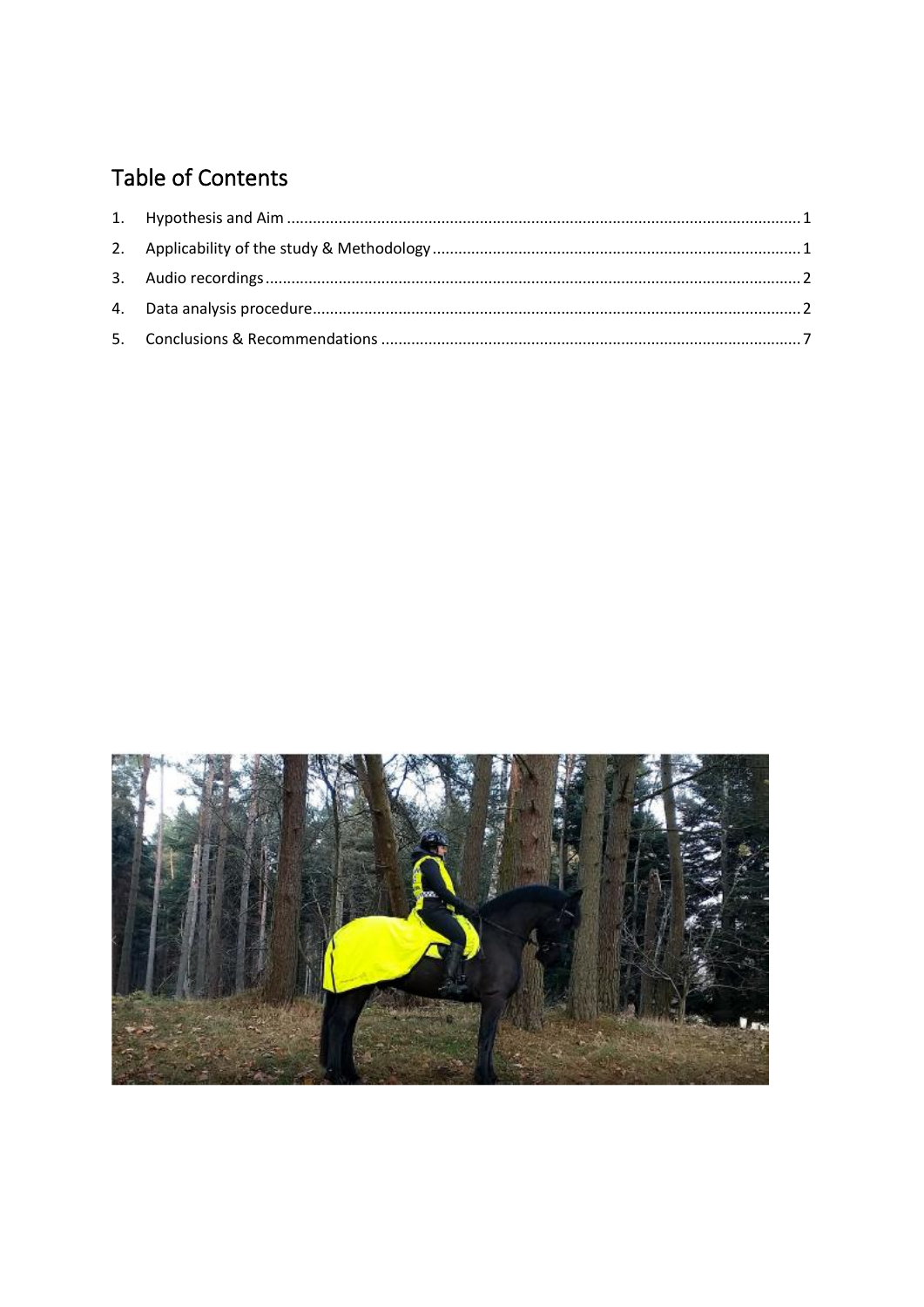# Table of Contents

1. Hypothesis and Aim ........................................................................................................ 1
2. Applicability of the study & Methodology ...................................................................... 1
3. Audio recordings ............................................................................................................ 2
4. Data analysis procedure ................................................................................................. 2
5. Conclusions & Recommendations .................................................................................. 7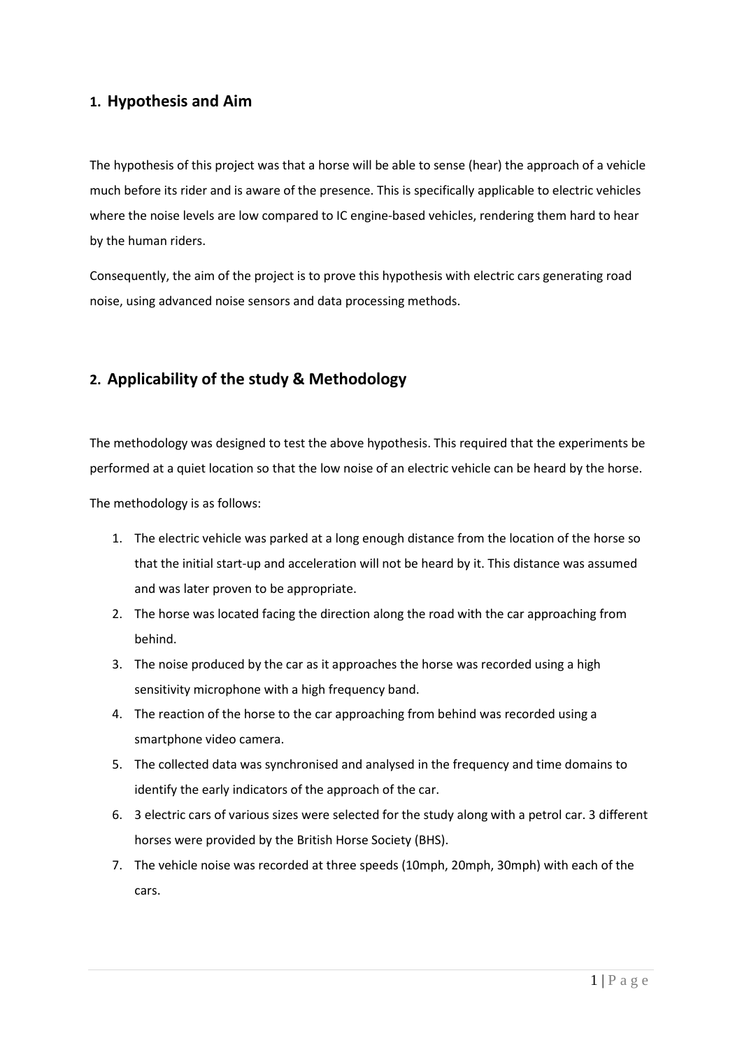## 1. Hypothesis and Aim

The hypothesis of this project was that a horse will be able to sense (hear) the approach of a vehicle much before its rider and is aware of the presence. This is specifically applicable to electric vehicles where the noise levels are low compared to IC engine-based vehicles, rendering them hard to hear by the human riders.

Consequently, the aim of the project is to prove this hypothesis with electric cars generating road noise, using advanced noise sensors and data processing methods.

## 2. Applicability of the study & Methodology

The methodology was designed to test the above hypothesis. This required that the experiments be performed at a quiet location so that the low noise of an electric vehicle can be heard by the horse.

The methodology is as follows:

1. The electric vehicle was parked at a long enough distance from the location of the horse so that the initial start-up and acceleration will not be heard by it. This distance was assumed and was later proven to be appropriate.
2. The horse was located facing the direction along the road with the car approaching from behind.
3. The noise produced by the car as it approaches the horse was recorded using a high sensitivity microphone with a high frequency band.
4. The reaction of the horse to the car approaching from behind was recorded using a smartphone video camera.
5. The collected data was synchronised and analysed in the frequency and time domains to identify the early indicators of the approach of the car.
6. 3 electric cars of various sizes were selected for the study along with a petrol car. 3 different horses were provided by the British Horse Society (BHS).
7. The vehicle noise was recorded at three speeds (10mph, 20mph, 30mph) with each of the cars.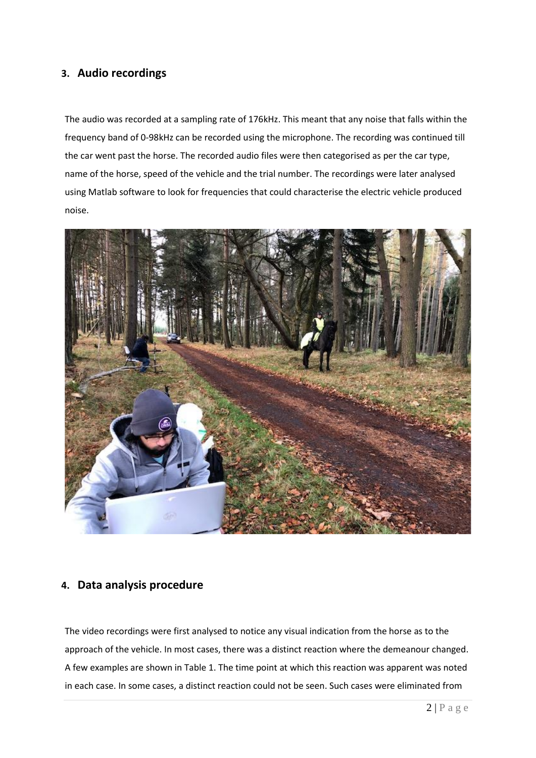## 3. Audio recordings

The audio was recorded at a sampling rate of 176kHz. This meant that any noise that falls within the frequency band of 0-98kHz can be recorded using the microphone. The recording was continued till the car went past the horse. The recorded audio files were then categorised as per the car type, name of the horse, speed of the vehicle and the trial number. The recordings were later analysed using Matlab software to look for frequencies that could characterise the electric vehicle produced noise.

## 4. Data analysis procedure

The video recordings were first analysed to notice any visual indication from the horse as to the approach of the vehicle. In most cases, there was a distinct reaction where the demeanour changed. A few examples are shown in Table 1. The time point at which this reaction was apparent was noted in each case. In some cases, a distinct reaction could not be seen. Such cases were eliminated from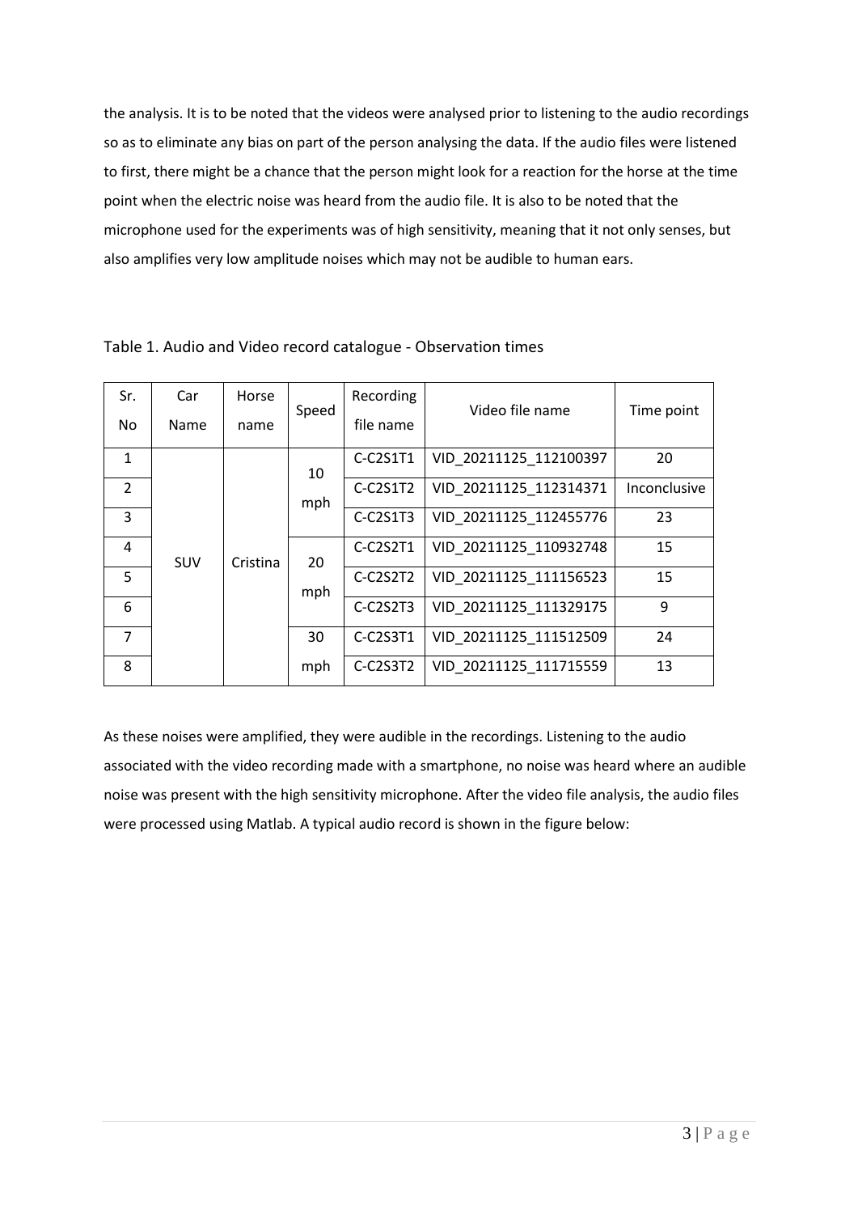the analysis. It is to be noted that the videos were analysed prior to listening to the audio recordings so as to eliminate any bias on part of the person analysing the data. If the audio files were listened to first, there might be a chance that the person might look for a reaction for the horse at the time point when the electric noise was heard from the audio file. It is also to be noted that the microphone used for the experiments was of high sensitivity, meaning that it not only senses, but also amplifies very low amplitude noises which may not be audible to human ears.

Table 1. Audio and Video record catalogue - Observation times

| Sr. No | Car Name | Horse name | Speed | Recording file name | Video file name | Time point |
|---|---|---|---|---|---|---|
| 1 | SUV | Cristina | 10 mph | C-C2S1T1 | VID_20211125_112100397 | 20 |
| 2 | | | | C-C2S1T2 | VID_20211125_112314371 | Inconclusive |
| 3 | | | | C-C2S1T3 | VID_20211125_112455776 | 23 |
| 4 | | | 20 mph | C-C2S2T1 | VID_20211125_110932748 | 15 |
| 5 | | | | C-C2S2T2 | VID_20211125_111156523 | 15 |
| 6 | | | | C-C2S2T3 | VID_20211125_111329175 | 9 |
| 7 | | | 30 mph | C-C2S3T1 | VID_20211125_111512509 | 24 |
| 8 | | | | C-C2S3T2 | VID_20211125_111715559 | 13 |

As these noises were amplified, they were audible in the recordings. Listening to the audio associated with the video recording made with a smartphone, no noise was heard where an audible noise was present with the high sensitivity microphone. After the video file analysis, the audio files were processed using Matlab. A typical audio record is shown in the figure below: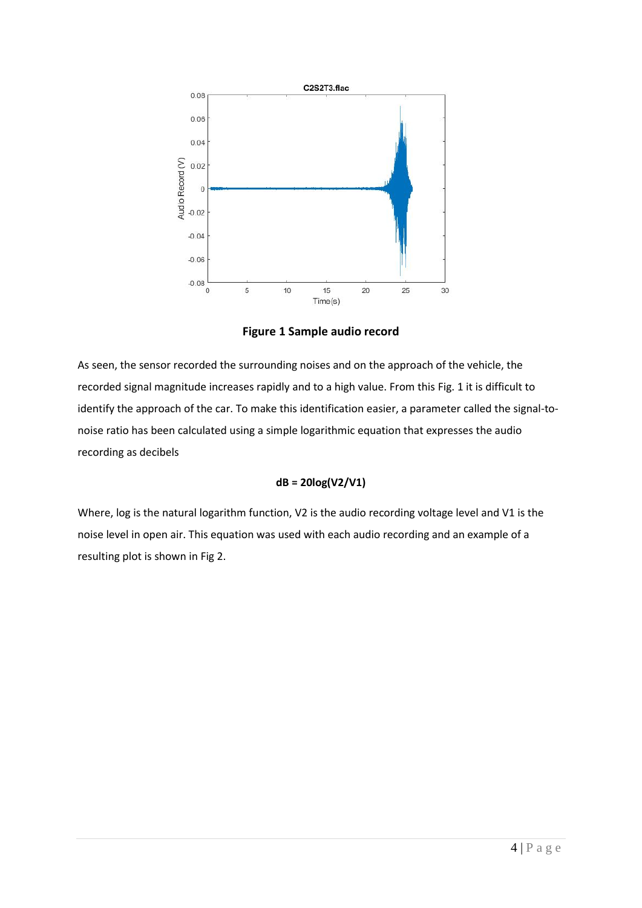**Figure 1 Sample audio record**

As seen, the sensor recorded the surrounding noises and on the approach of the vehicle, the recorded signal magnitude increases rapidly and to a high value. From this Fig. 1 it is difficult to identify the approach of the car. To make this identification easier, a parameter called the signal-to-noise ratio has been calculated using a simple logarithmic equation that expresses the audio recording as decibels

$$dB = 20\log(V2/V1)$$

Where, log is the natural logarithm function, V2 is the audio recording voltage level and V1 is the noise level in open air. This equation was used with each audio recording and an example of a resulting plot is shown in Fig 2.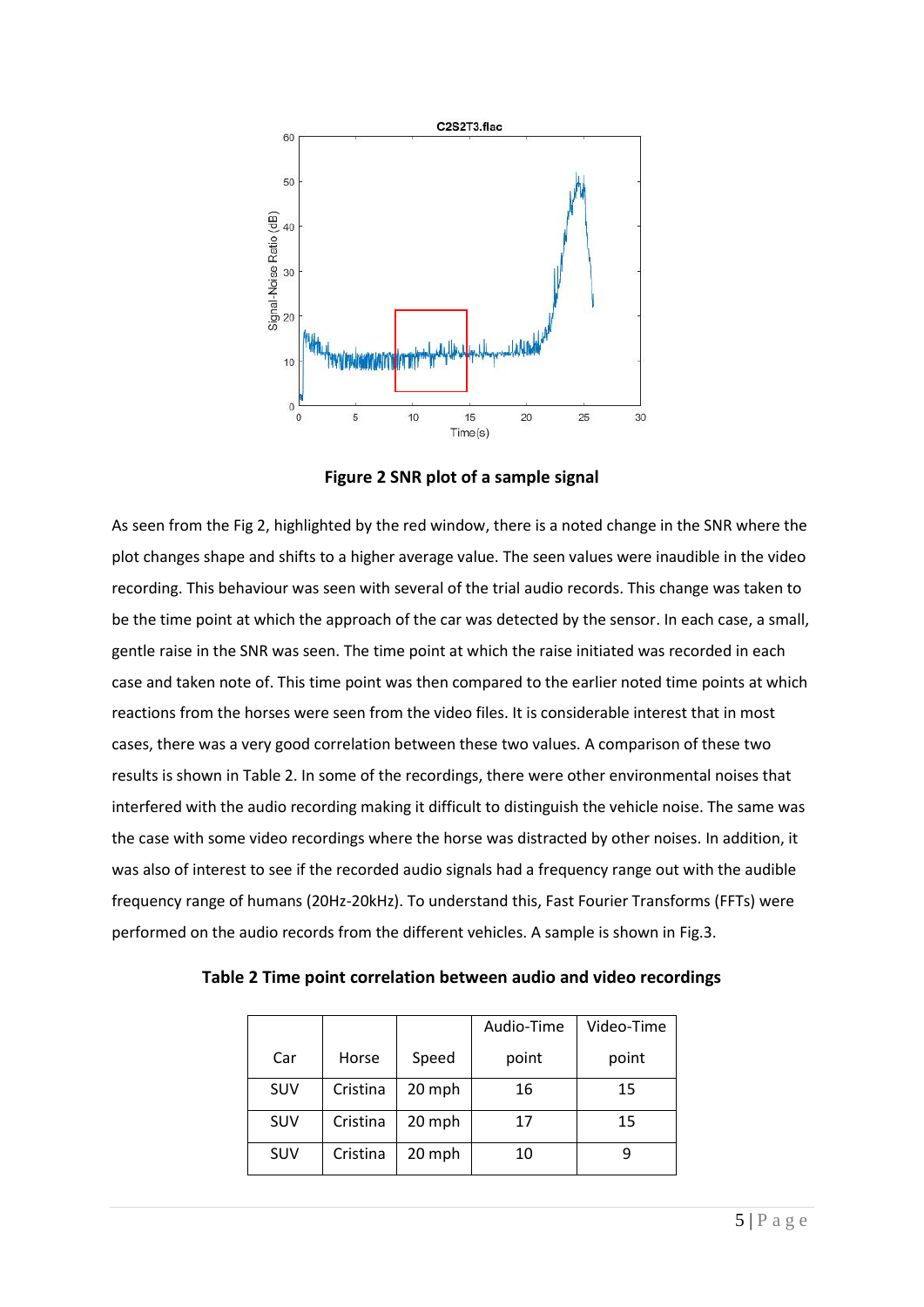**Figure 2 SNR plot of a sample signal**

As seen from the Fig 2, highlighted by the red window, there is a noted change in the SNR where the plot changes shape and shifts to a higher average value. The seen values were inaudible in the video recording. This behaviour was seen with several of the trial audio records. This change was taken to be the time point at which the approach of the car was detected by the sensor. In each case, a small, gentle raise in the SNR was seen. The time point at which the raise initiated was recorded in each case and taken note of. This time point was then compared to the earlier noted time points at which reactions from the horses were seen from the video files. It is considerable interest that in most cases, there was a very good correlation between these two values. A comparison of these two results is shown in Table 2. In some of the recordings, there were other environmental noises that interfered with the audio recording making it difficult to distinguish the vehicle noise. The same was the case with some video recordings where the horse was distracted by other noises. In addition, it was also of interest to see if the recorded audio signals had a frequency range out with the audible frequency range of humans (20Hz-20kHz). To understand this, Fast Fourier Transforms (FFTs) were performed on the audio records from the different vehicles. A sample is shown in Fig.3.

**Table 2 Time point correlation between audio and video recordings**

| Car | Horse | Speed | Audio-Time point | Video-Time point |
|---|---|---|---|---|
| SUV | Cristina | 20 mph | 16 | 15 |
| SUV | Cristina | 20 mph | 17 | 15 |
| SUV | Cristina | 20 mph | 10 | 9 |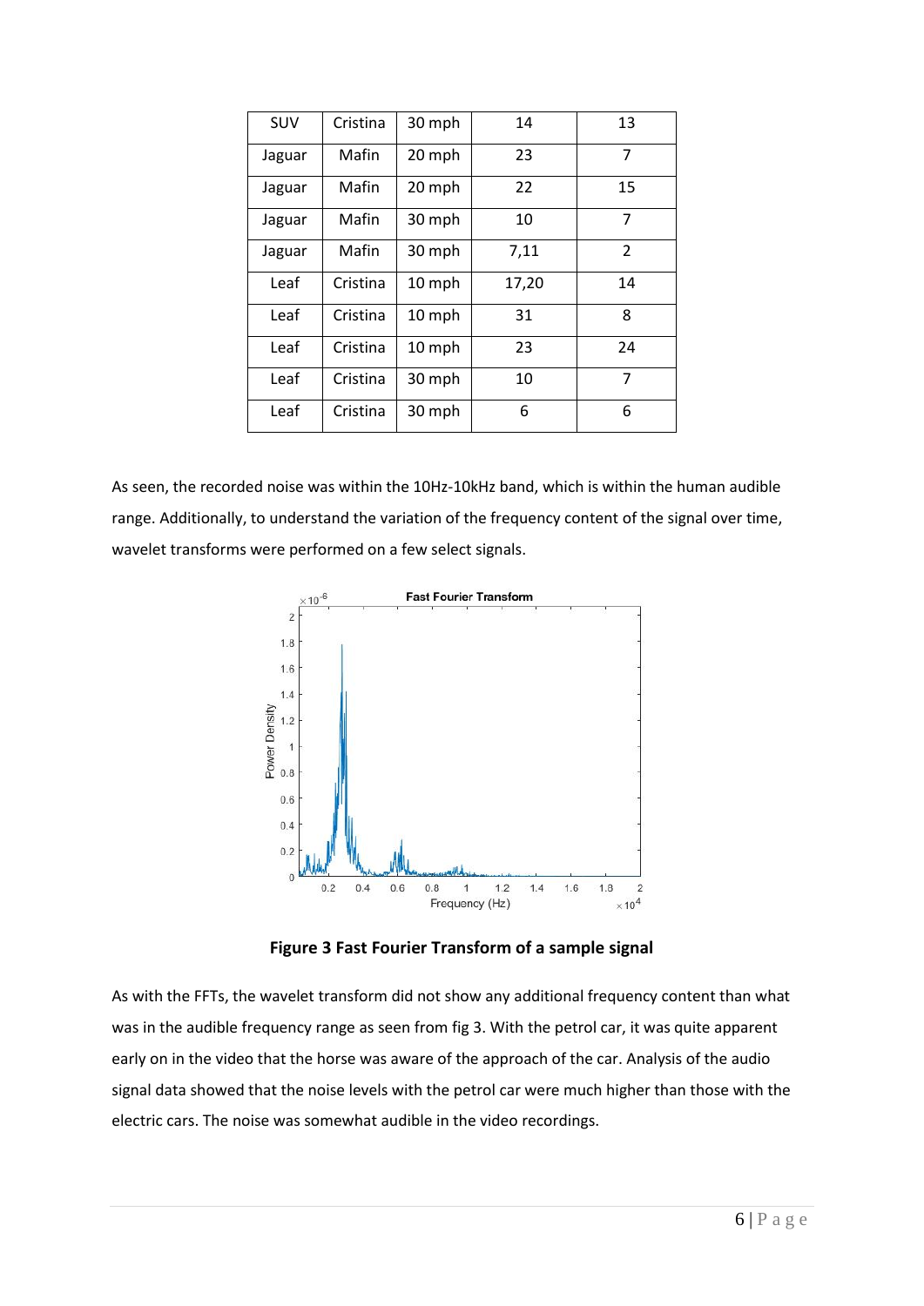| SUV | Cristina | 30 mph | 14 | 13 |
|---|---|---|---|---|
| Jaguar | Mafin | 20 mph | 23 | 7 |
| Jaguar | Mafin | 20 mph | 22 | 15 |
| Jaguar | Mafin | 30 mph | 10 | 7 |
| Jaguar | Mafin | 30 mph | 7,11 | 2 |
| Leaf | Cristina | 10 mph | 17,20 | 14 |
| Leaf | Cristina | 10 mph | 31 | 8 |
| Leaf | Cristina | 10 mph | 23 | 24 |
| Leaf | Cristina | 30 mph | 10 | 7 |
| Leaf | Cristina | 30 mph | 6 | 6 |

As seen, the recorded noise was within the 10Hz-10kHz band, which is within the human audible range. Additionally, to understand the variation of the frequency content of the signal over time, wavelet transforms were performed on a few select signals.

**Figure 3 Fast Fourier Transform of a sample signal**

As with the FFTs, the wavelet transform did not show any additional frequency content than what was in the audible frequency range as seen from fig 3. With the petrol car, it was quite apparent early on in the video that the horse was aware of the approach of the car. Analysis of the audio signal data showed that the noise levels with the petrol car were much higher than those with the electric cars. The noise was somewhat audible in the video recordings.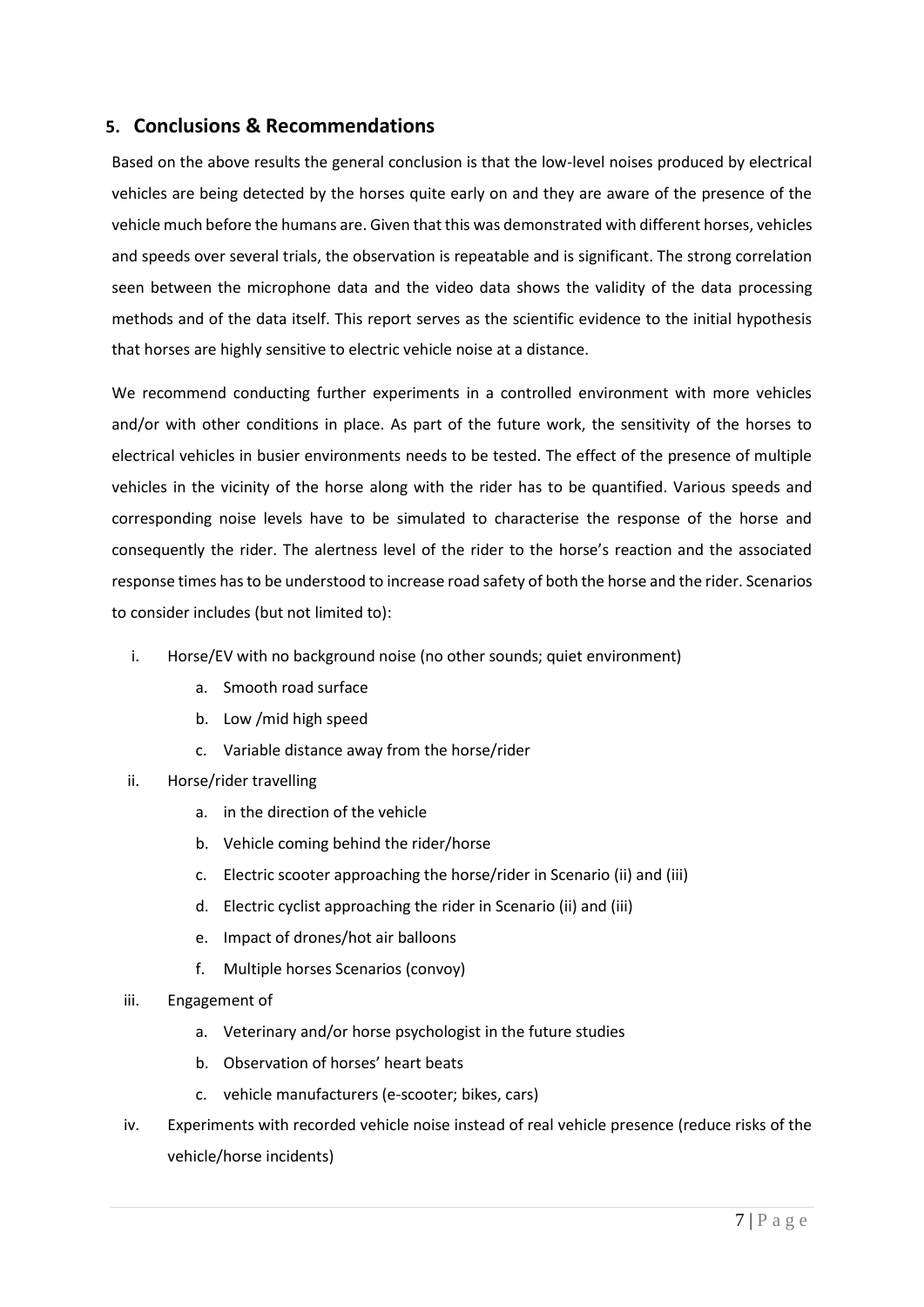## 5. Conclusions & Recommendations

Based on the above results the general conclusion is that the low-level noises produced by electrical vehicles are being detected by the horses quite early on and they are aware of the presence of the vehicle much before the humans are. Given that this was demonstrated with different horses, vehicles and speeds over several trials, the observation is repeatable and is significant. The strong correlation seen between the microphone data and the video data shows the validity of the data processing methods and of the data itself. This report serves as the scientific evidence to the initial hypothesis that horses are highly sensitive to electric vehicle noise at a distance.

We recommend conducting further experiments in a controlled environment with more vehicles and/or with other conditions in place. As part of the future work, the sensitivity of the horses to electrical vehicles in busier environments needs to be tested. The effect of the presence of multiple vehicles in the vicinity of the horse along with the rider has to be quantified. Various speeds and corresponding noise levels have to be simulated to characterise the response of the horse and consequently the rider. The alertness level of the rider to the horse's reaction and the associated response times has to be understood to increase road safety of both the horse and the rider. Scenarios to consider includes (but not limited to):

i. Horse/EV with no background noise (no other sounds; quiet environment)
   a. Smooth road surface
   b. Low /mid high speed
   c. Variable distance away from the horse/rider
ii. Horse/rider travelling
   a. in the direction of the vehicle
   b. Vehicle coming behind the rider/horse
   c. Electric scooter approaching the horse/rider in Scenario (ii) and (iii)
   d. Electric cyclist approaching the rider in Scenario (ii) and (iii)
   e. Impact of drones/hot air balloons
   f. Multiple horses Scenarios (convoy)
iii. Engagement of
   a. Veterinary and/or horse psychologist in the future studies
   b. Observation of horses' heart beats
   c. vehicle manufacturers (e-scooter; bikes, cars)
iv. Experiments with recorded vehicle noise instead of real vehicle presence (reduce risks of the vehicle/horse incidents)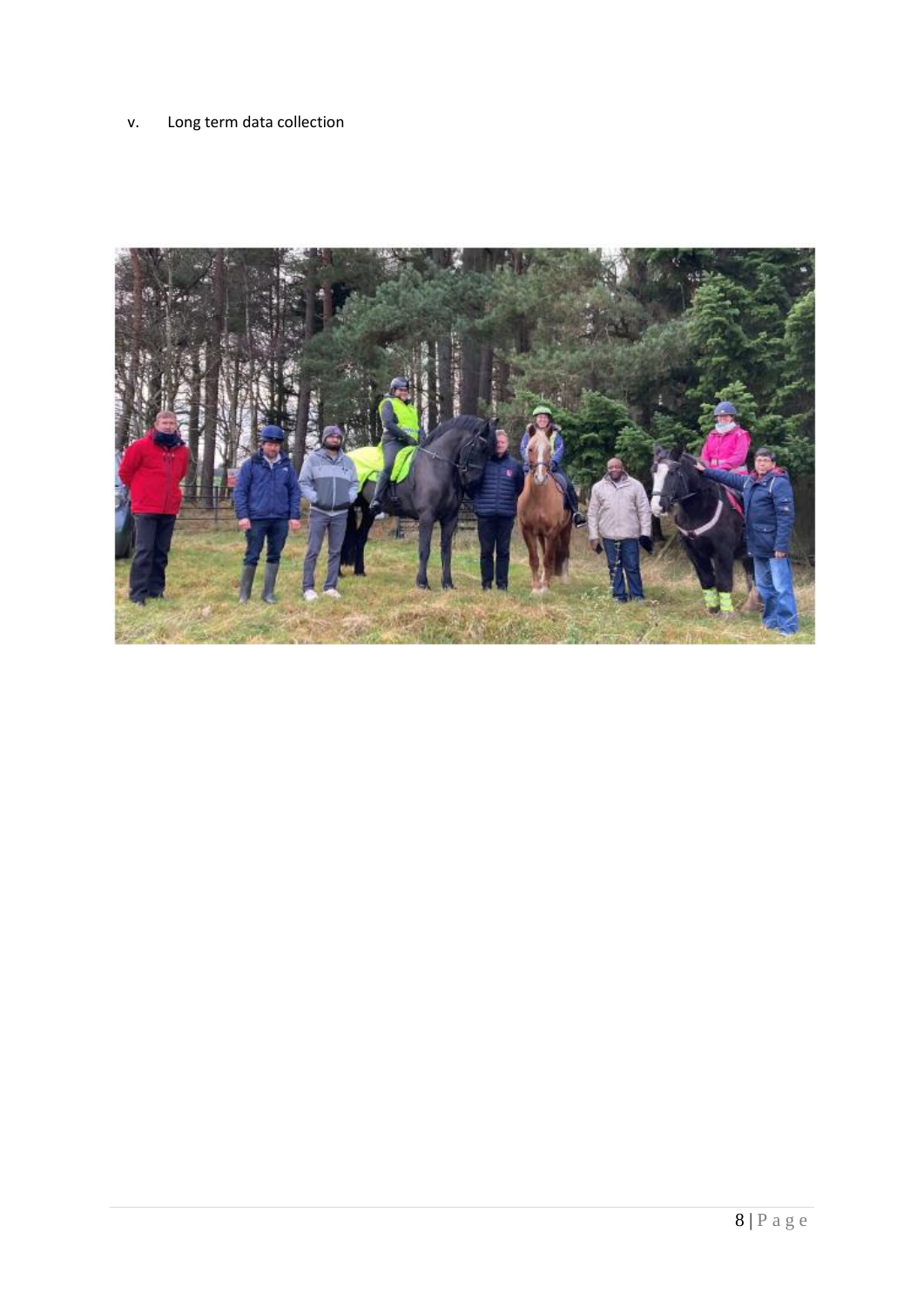v. Long term data collection